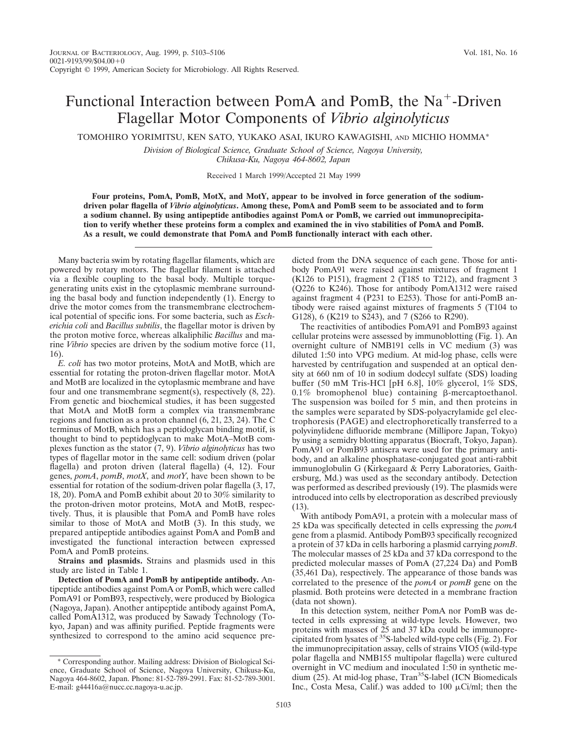# Functional Interaction between PomA and PomB, the $Na^+$-Driven Flagellar Motor Components of *Vibrio alginolyticus*

TOMOHIRO YORIMITSU, KEN SATO, YUKAKO ASAI, IKURO KAWAGISHI, AND MICHIO HOMMA*

*Division of Biological Science, Graduate School of Science, Nagoya University, Chikusa-Ku, Nagoya 464-8602, Japan*

Received 1 March 1999/Accepted 21 May 1999

**Four proteins, PomA, PomB, MotX, and MotY, appear to be involved in force generation of the sodium-driven polar flagella of *Vibrio alginolyticus*. Among these, PomA and PomB seem to be associated and to form a sodium channel. By using antipeptide antibodies against PomA or PomB, we carried out immunoprecipitation to verify whether these proteins form a complex and examined the in vivo stabilities of PomA and PomB. As a result, we could demonstrate that PomA and PomB functionally interact with each other.**

Many bacteria swim by rotating flagellar filaments, which are powered by rotary motors. The flagellar filament is attached via a flexible coupling to the basal body. Multiple torque-generating units exist in the cytoplasmic membrane surrounding the basal body and function independently (1). Energy to drive the motor comes from the transmembrane electrochemical potential of specific ions. For some bacteria, such as *Escherichia coli* and *Bacillus subtilis*, the flagellar motor is driven by the proton motive force, whereas alkaliphilic *Bacillus* and marine *Vibrio* species are driven by the sodium motive force (11, 16).

*E. coli* has two motor proteins, MotA and MotB, which are essential for rotating the proton-driven flagellar motor. MotA and MotB are localized in the cytoplasmic membrane and have four and one transmembrane segment(s), respectively (8, 22). From genetic and biochemical studies, it has been suggested that MotA and MotB form a complex via transmembrane regions and function as a proton channel (6, 21, 23, 24). The C terminus of MotB, which has a peptidoglycan binding motif, is thought to bind to peptidoglycan to make MotA–MotB complexes function as the stator (7, 9). *Vibrio alginolyticus* has two types of flagellar motor in the same cell: sodium driven (polar flagella) and proton driven (lateral flagella) (4, 12). Four genes, *pomA*, *pomB*, *motX*, and *motY*, have been shown to be essential for rotation of the sodium-driven polar flagella (3, 17, 18, 20). PomA and PomB exhibit about 20 to 30% similarity to the proton-driven motor proteins, MotA and MotB, respectively. Thus, it is plausible that PomA and PomB have roles similar to those of MotA and MotB (3). In this study, we prepared antipeptide antibodies against PomA and PomB and investigated the functional interaction between expressed PomA and PomB proteins.

**Strains and plasmids.** Strains and plasmids used in this study are listed in Table 1.

**Detection of PomA and PomB by antipeptide antibody.** Antipeptide antibodies against PomA or PomB, which were called PomA91 or PomB93, respectively, were produced by Biologica (Nagoya, Japan). Another antipeptide antibody against PomA, called PomA1312, was produced by Sawady Technology (Tokyo, Japan) and was affinity purified. Peptide fragments were synthesized to correspond to the amino acid sequence predicted from the DNA sequence of each gene. Those for antibody PomA91 were raised against mixtures of fragment 1 (K126 to P151), fragment 2 (T185 to T212), and fragment 3 (Q226 to K246). Those for antibody PomA1312 were raised against fragment 4 (P231 to E253). Those for anti-PomB antibody were raised against mixtures of fragments 5 (T104 to G128), 6 (K219 to S243), and 7 (S266 to R290).

The reactivities of antibodies PomA91 and PomB93 against cellular proteins were assessed by immunoblotting (Fig. 1). An overnight culture of NMB191 cells in VC medium (3) was diluted 1:50 into VPG medium. At mid-log phase, cells were harvested by centrifugation and suspended at an optical density at 660 nm of 10 in sodium dodecyl sulfate (SDS) loading buffer (50 mM Tris-HCl [pH 6.8], 10% glycerol, 1% SDS, 0.1% bromophenol blue) containing β-mercaptoethanol. The suspension was boiled for 5 min, and then proteins in the samples were separated by SDS-polyacrylamide gel electrophoresis (PAGE) and electrophoretically transferred to a polyvinylidene difluoride membrane (Millipore Japan, Tokyo) by using a semidry blotting apparatus (Biocraft, Tokyo, Japan). PomA91 or PomB93 antisera were used for the primary antibody, and an alkaline phosphatase-conjugated goat anti-rabbit immunoglobulin G (Kirkegaard & Perry Laboratories, Gaithersburg, Md.) was used as the secondary antibody. Detection was performed as described previously (19). The plasmids were introduced into cells by electroporation as described previously (13).

With antibody PomA91, a protein with a molecular mass of 25 kDa was specifically detected in cells expressing the *pomA* gene from a plasmid. Antibody PomB93 specifically recognized a protein of 37 kDa in cells harboring a plasmid carrying *pomB*. The molecular masses of 25 kDa and 37 kDa correspond to the predicted molecular masses of PomA (27,224 Da) and PomB (35,461 Da), respectively. The appearance of those bands was correlated to the presence of the *pomA* or *pomB* gene on the plasmid. Both proteins were detected in a membrane fraction (data not shown).

In this detection system, neither PomA nor PomB was detected in cells expressing at wild-type levels. However, two proteins with masses of 25 and 37 kDa could be immunoprecipitated from lysates of $^{35}S$-labeled wild-type cells (Fig. 2). For the immunoprecipitation assay, cells of strains VIO5 (wild-type polar flagella and NMB155 multipolar flagella) were cultured overnight in VC medium and inoculated 1:50 in synthetic medium (25). At mid-log phase, Tran$^{35}$S-label (ICN Biomedicals Inc., Costa Mesa, Calif.) was added to 100 μCi/ml; then the

* Corresponding author. Mailing address: Division of Biological Science, Graduate School of Science, Nagoya University, Chikusa-Ku, Nagoya 464-8602, Japan. Phone: 81-52-789-2991. Fax: 81-52-789-3001. E-mail: g44416a@nucc.cc.nagoya-u.ac.jp.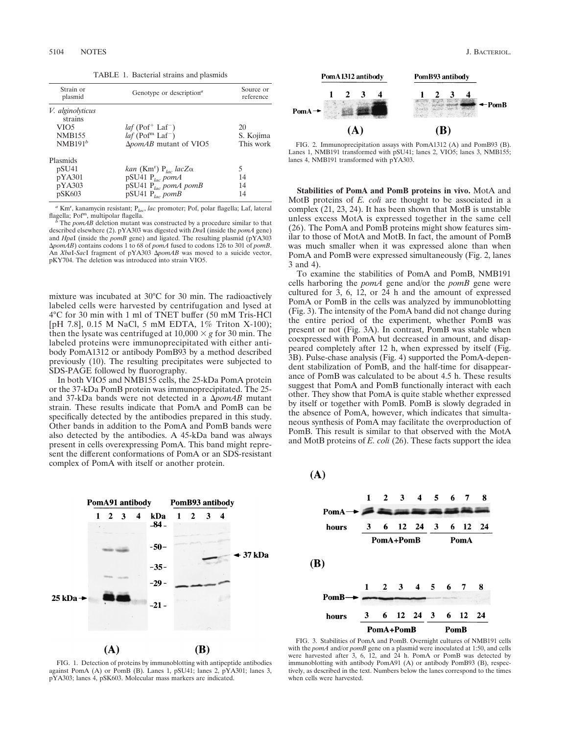TABLE 1. Bacterial strains and plasmids

| Strain or plasmid | Genotype or description[a] | Source or reference |
|---|---|---|
| *V. alginolyticus* strains | | |
| VIO5 | *laf* (Pof[+] Laf[−]) | 20 |
| NMB155 | *laf* (Pof[m] Laf[−]) | S. Kojima |
| NMB191[b] | Δ*pomAB* mutant of VIO5 | This work |
| Plasmids | | |
| pSU41 | *kan* (Km[r]) $P_{lac}$ *lacZ*α | 5 |
| pYA301 | pSU41 $P_{lac}$ *pomA* | 14 |
| pYA303 | pSU41 $P_{lac}$ *pomA pomB* | 14 |
| pSK603 | pSU41 $P_{lac}$ *pomB* | 14 |

[a] Km[r], kanamycin resistant; $P_{lac}$, *lac* promoter; Pof, polar flagella; Laf, lateral flagella; Pof[m], multipolar flagella.

[b] The *pomAB* deletion mutant was constructed by a procedure similar to that described elsewhere (2). pYA303 was digested with *Dra*I (inside the *pomA* gene) and *Hpa*I (inside the *pomB* gene) and ligated. The resulting plasmid (pYA303 Δ*pomAB*) contains codons 1 to 68 of *pomA* fused to codons 126 to 301 of *pomB*. An *Xba*I-*Sac*I fragment of pYA303 Δ*pomAB* was moved to a suicide vector, pKY704. The deletion was introduced into strain VIO5.

mixture was incubated at 30°C for 30 min. The radioactively labeled cells were harvested by centrifugation and lysed at 4°C for 30 min with 1 ml of TNET buffer (50 mM Tris-HCl [pH 7.8], 0.15 M NaCl, 5 mM EDTA, 1% Triton X-100); then the lysate was centrifuged at 10,000 × *g* for 30 min. The labeled proteins were immunoprecipitated with either antibody PomA1312 or antibody PomB93 by a method described previously (10). The resulting precipitates were subjected to SDS-PAGE followed by fluorography.

In both VIO5 and NMB155 cells, the 25-kDa PomA protein or the 37-kDa PomB protein was immunoprecipitated. The 25- and 37-kDa bands were not detected in a Δ*pomAB* mutant strain. These results indicate that PomA and PomB can be specifically detected by the antibodies prepared in this study. Other bands in addition to the PomA and PomB bands were also detected by the antibodies. A 45-kDa band was always present in cells overexpressing PomA. This band might represent the different conformations of PomA or an SDS-resistant complex of PomA with itself or another protein.

FIG. 1. Detection of proteins by immunoblotting with antipeptide antibodies against PomA (A) or PomB (B). Lanes 1, pSU41; lanes 2, pYA301; lanes 3, pYA303; lanes 4, pSK603. Molecular mass markers are indicated.

FIG. 2. Immunoprecipitation assays with PomA1312 (A) and PomB93 (B). Lanes 1, NMB191 transformed with pSU41; lanes 2, VIO5; lanes 3, NMB155; lanes 4, NMB191 transformed with pYA303.

**Stabilities of PomA and PomB proteins in vivo.** MotA and MotB proteins of *E. coli* are thought to be associated in a complex (21, 23, 24). It has been shown that MotB is unstable unless excess MotA is expressed together in the same cell (26). The PomA and PomB proteins might show features similar to those of MotA and MotB. In fact, the amount of PomB was much smaller when it was expressed alone than when PomA and PomB were expressed simultaneously (Fig. 2, lanes 3 and 4).

To examine the stabilities of PomA and PomB, NMB191 cells harboring the *pomA* gene and/or the *pomB* gene were cultured for 3, 6, 12, or 24 h and the amount of expressed PomA or PomB in the cells was analyzed by immunoblotting (Fig. 3). The intensity of the PomA band did not change during the entire period of the experiment, whether PomB was present or not (Fig. 3A). In contrast, PomB was stable when coexpressed with PomA but decreased in amount, and disappeared completely after 12 h, when expressed by itself (Fig. 3B). Pulse-chase analysis (Fig. 4) supported the PomA-dependent stabilization of PomB, and the half-time for disappearance of PomB was calculated to be about 4.5 h. These results suggest that PomA and PomB functionally interact with each other. They show that PomA is quite stable whether expressed by itself or together with PomB. PomB is slowly degraded in the absence of PomA, however, which indicates that simultaneous synthesis of PomA may facilitate the overproduction of PomB. This result is similar to that observed with the MotA and MotB proteins of *E. coli* (26). These facts support the idea

FIG. 3. Stabilities of PomA and PomB. Overnight cultures of NMB191 cells with the *pomA* and/or *pomB* gene on a plasmid were inoculated at 1:50, and cells were harvested after 3, 6, 12, and 24 h. PomA or PomB was detected by immunoblotting with antibody PomA91 (A) or antibody PomB93 (B), respectively, as described in the text. Numbers below the lanes correspond to the times when cells were harvested.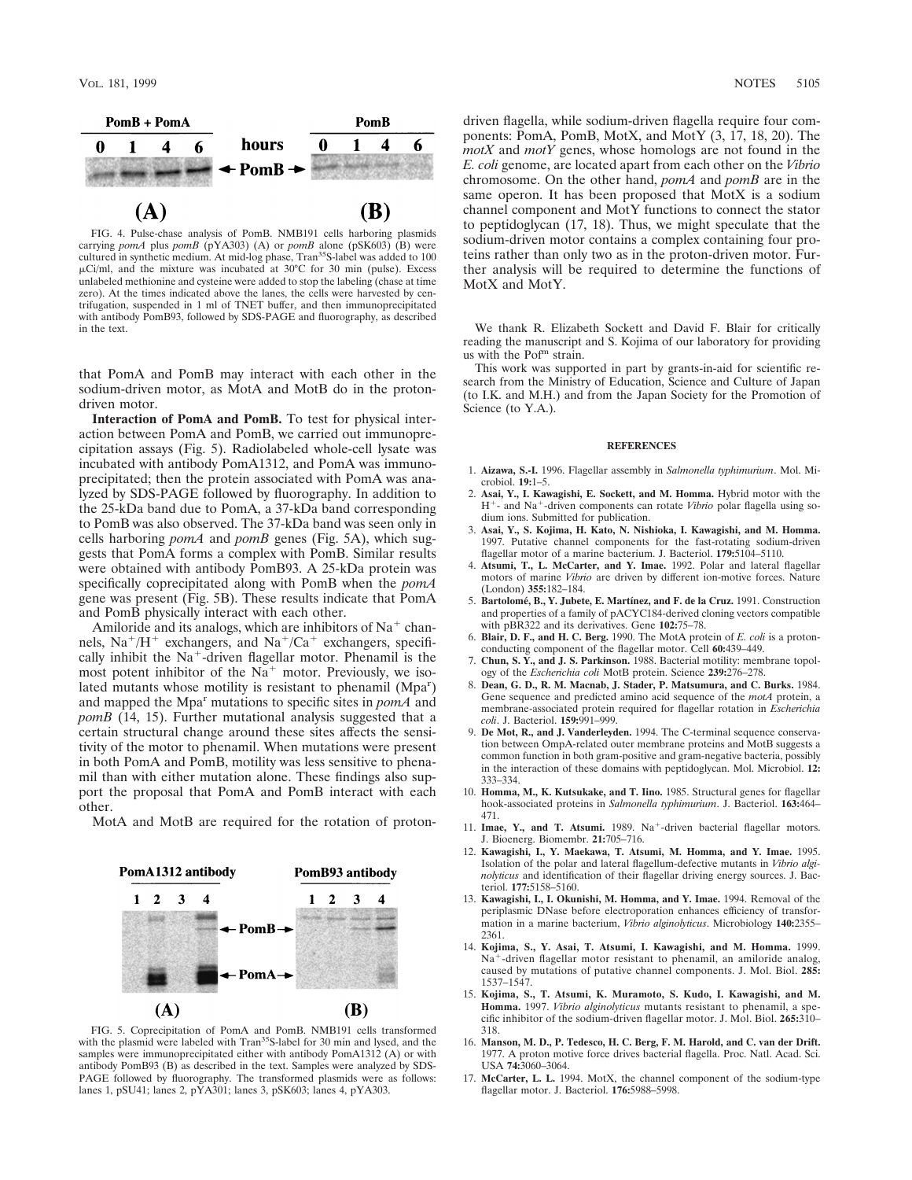FIG. 4. Pulse-chase analysis of PomB. NMB191 cells harboring plasmids carrying *pomA* plus *pomB* (pYA303) (A) or *pomB* alone (pSK603) (B) were cultured in synthetic medium. At mid-log phase, Tran$^{35}$S-label was added to 100 μCi/ml, and the mixture was incubated at 30°C for 30 min (pulse). Excess unlabeled methionine and cysteine were added to stop the labeling (chase at time zero). At the times indicated above the lanes, the cells were harvested by centrifugation, suspended in 1 ml of TNET buffer, and then immunoprecipitated with antibody PomB93, followed by SDS-PAGE and fluorography, as described in the text.

that PomA and PomB may interact with each other in the sodium-driven motor, as MotA and MotB do in the proton-driven motor.

**Interaction of PomA and PomB.** To test for physical interaction between PomA and PomB, we carried out immunoprecipitation assays (Fig. 5). Radiolabeled whole-cell lysate was incubated with antibody PomA1312, and PomA was immunoprecipitated; then the protein associated with PomA was analyzed by SDS-PAGE followed by fluorography. In addition to the 25-kDa band due to PomA, a 37-kDa band corresponding to PomB was also observed. The 37-kDa band was seen only in cells harboring *pomA* and *pomB* genes (Fig. 5A), which suggests that PomA forms a complex with PomB. Similar results were obtained with antibody PomB93. A 25-kDa protein was specifically coprecipitated along with PomB when the *pomA* gene was present (Fig. 5B). These results indicate that PomA and PomB physically interact with each other.

Amiloride and its analogs, which are inhibitors of $Na^+$ channels, $Na^+/H^+$ exchangers, and $Na^+/Ca^+$ exchangers, specifically inhibit the $Na^+$-driven flagellar motor. Phenamil is the most potent inhibitor of the $Na^+$ motor. Previously, we isolated mutants whose motility is resistant to phenamil (Mpa$^r$) and mapped the Mpa$^r$ mutations to specific sites in *pomA* and *pomB* (14, 15). Further mutational analysis suggested that a certain structural change around these sites affects the sensitivity of the motor to phenamil. When mutations were present in both PomA and PomB, motility was less sensitive to phenamil than with either mutation alone. These findings also support the proposal that PomA and PomB interact with each other.

MotA and MotB are required for the rotation of proton-driven flagella, while sodium-driven flagella require four components: PomA, PomB, MotX, and MotY (3, 17, 18, 20). The *motX* and *motY* genes, whose homologs are not found in the *E. coli* genome, are located apart from each other on the *Vibrio* chromosome. On the other hand, *pomA* and *pomB* are in the same operon. It has been proposed that MotX is a sodium channel component and MotY functions to connect the stator to peptidoglycan (17, 18). Thus, we might speculate that the sodium-driven motor contains a complex containing four proteins rather than only two as in the proton-driven motor. Further analysis will be required to determine the functions of MotX and MotY.

FIG. 5. Coprecipitation of PomA and PomB. NMB191 cells transformed with the plasmid were labeled with Tran$^{35}$S-label for 30 min and lysed, and the samples were immunoprecipitated either with antibody PomA1312 (A) or with antibody PomB93 (B) as described in the text. Samples were analyzed by SDS-PAGE followed by fluorography. The transformed plasmids were as follows: lanes 1, pSU41; lanes 2, pYA301; lanes 3, pSK603; lanes 4, pYA303.

We thank R. Elizabeth Sockett and David F. Blair for critically reading the manuscript and S. Kojima of our laboratory for providing us with the Pof$^m$ strain.

This work was supported in part by grants-in-aid for scientific research from the Ministry of Education, Science and Culture of Japan (to I.K. and M.H.) and from the Japan Society for the Promotion of Science (to Y.A.).

## REFERENCES

1. **Aizawa, S.-I.** 1996. Flagellar assembly in *Salmonella typhimurium*. Mol. Microbiol. **19:**1–5.
2. **Asai, Y., I. Kawagishi, E. Sockett, and M. Homma.** Hybrid motor with the $H^+$- and $Na^+$-driven components can rotate *Vibrio* polar flagella using sodium ions. Submitted for publication.
3. **Asai, Y., S. Kojima, H. Kato, N. Nishioka, I. Kawagishi, and M. Homma.** 1997. Putative channel components for the fast-rotating sodium-driven flagellar motor of a marine bacterium. J. Bacteriol. **179:**5104–5110.
4. **Atsumi, T., L. McCarter, and Y. Imae.** 1992. Polar and lateral flagellar motors of marine *Vibrio* are driven by different ion-motive forces. Nature (London) **355:**182–184.
5. **Bartolomé, B., Y. Jubete, E. Martínez, and F. de la Cruz.** 1991. Construction and properties of a family of pACYC184-derived cloning vectors compatible with pBR322 and its derivatives. Gene **102:**75–78.
6. **Blair, D. F., and H. C. Berg.** 1990. The MotA protein of *E. coli* is a proton-conducting component of the flagellar motor. Cell **60:**439–449.
7. **Chun, S. Y., and J. S. Parkinson.** 1988. Bacterial motility: membrane topology of the *Escherichia coli* MotB protein. Science **239:**276–278.
8. **Dean, G. D., R. M. Macnab, J. Stader, P. Matsumura, and C. Burks.** 1984. Gene sequence and predicted amino acid sequence of the *motA* protein, a membrane-associated protein required for flagellar rotation in *Escherichia coli*. J. Bacteriol. **159:**991–999.
9. **De Mot, R., and J. Vanderleyden.** 1994. The C-terminal sequence conservation between OmpA-related outer membrane proteins and MotB suggests a common function in both gram-positive and gram-negative bacteria, possibly in the interaction of these domains with peptidoglycan. Mol. Microbiol. **12:**333–334.
10. **Homma, M., K. Kutsukake, and T. Iino.** 1985. Structural genes for flagellar hook-associated proteins in *Salmonella typhimurium*. J. Bacteriol. **163:**464–471.
11. **Imae, Y., and T. Atsumi.** 1989. $Na^+$-driven bacterial flagellar motors. J. Bioenerg. Biomembr. **21:**705–716.
12. **Kawagishi, I., Y. Maekawa, T. Atsumi, M. Homma, and Y. Imae.** 1995. Isolation of the polar and lateral flagellum-defective mutants in *Vibrio alginolyticus* and identification of their flagellar driving energy sources. J. Bacteriol. **177:**5158–5160.
13. **Kawagishi, I., I. Okunishi, M. Homma, and Y. Imae.** 1994. Removal of the periplasmic DNase before electroporation enhances efficiency of transformation in a marine bacterium, *Vibrio alginolyticus*. Microbiology **140:**2355–2361.
14. **Kojima, S., Y. Asai, T. Atsumi, I. Kawagishi, and M. Homma.** 1999. $Na^+$-driven flagellar motor resistant to phenamil, an amiloride analog, caused by mutations of putative channel components. J. Mol. Biol. **285:**1537–1547.
15. **Kojima, S., T. Atsumi, K. Muramoto, S. Kudo, I. Kawagishi, and M. Homma.** 1997. *Vibrio alginolyticus* mutants resistant to phenamil, a specific inhibitor of the sodium-driven flagellar motor. J. Mol. Biol. **265:**310–318.
16. **Manson, M. D., P. Tedesco, H. C. Berg, F. M. Harold, and C. van der Drift.** 1977. A proton motive force drives bacterial flagella. Proc. Natl. Acad. Sci. USA **74:**3060–3064.
17. **McCarter, L. L.** 1994. MotX, the channel component of the sodium-type flagellar motor. J. Bacteriol. **176:**5988–5998.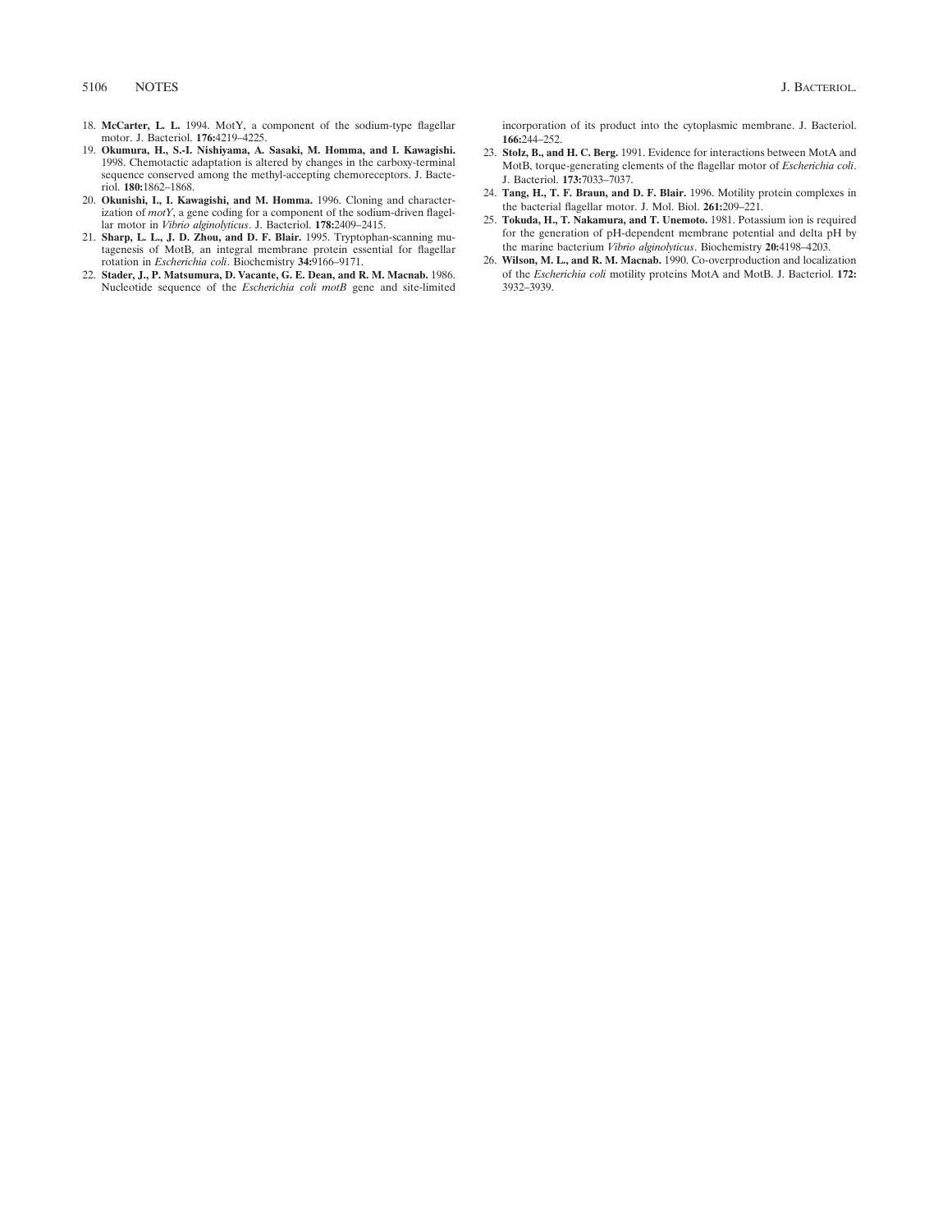18. **McCarter, L. L.** 1994. MotY, a component of the sodium-type flagellar motor. J. Bacteriol. **176:**4219–4225.
19. **Okumura, H., S.-I. Nishiyama, A. Sasaki, M. Homma, and I. Kawagishi.** 1998. Chemotactic adaptation is altered by changes in the carboxy-terminal sequence conserved among the methyl-accepting chemoreceptors. J. Bacteriol. **180:**1862–1868.
20. **Okunishi, I., I. Kawagishi, and M. Homma.** 1996. Cloning and characterization of *motY*, a gene coding for a component of the sodium-driven flagellar motor in *Vibrio alginolyticus*. J. Bacteriol. **178:**2409–2415.
21. **Sharp, L. L., J. D. Zhou, and D. F. Blair.** 1995. Tryptophan-scanning mutagenesis of MotB, an integral membrane protein essential for flagellar rotation in *Escherichia coli*. Biochemistry **34:**9166–9171.
22. **Stader, J., P. Matsumura, D. Vacante, G. E. Dean, and R. M. Macnab.** 1986. Nucleotide sequence of the *Escherichia coli motB* gene and site-limited incorporation of its product into the cytoplasmic membrane. J. Bacteriol. **166:**244–252.
23. **Stolz, B., and H. C. Berg.** 1991. Evidence for interactions between MotA and MotB, torque-generating elements of the flagellar motor of *Escherichia coli*. J. Bacteriol. **173:**7033–7037.
24. **Tang, H., T. F. Braun, and D. F. Blair.** 1996. Motility protein complexes in the bacterial flagellar motor. J. Mol. Biol. **261:**209–221.
25. **Tokuda, H., T. Nakamura, and T. Unemoto.** 1981. Potassium ion is required for the generation of pH-dependent membrane potential and delta pH by the marine bacterium *Vibrio alginolyticus*. Biochemistry **20:**4198–4203.
26. **Wilson, M. L., and R. M. Macnab.** 1990. Co-overproduction and localization of the *Escherichia coli* motility proteins MotA and MotB. J. Bacteriol. **172:** 3932–3939.